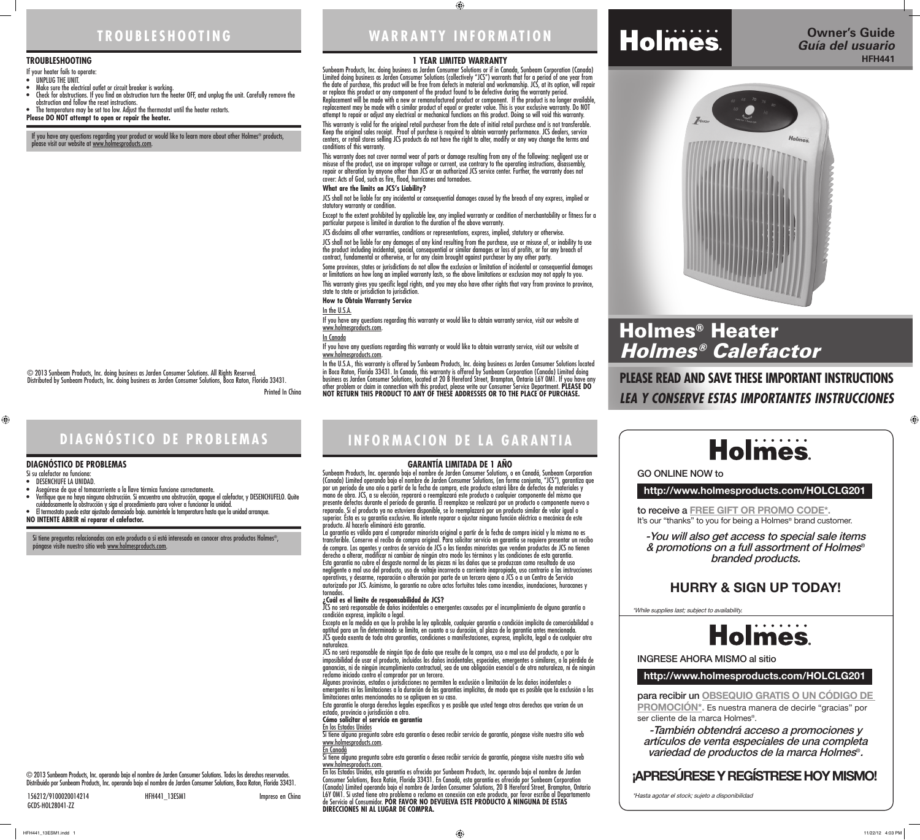# TROUBLESHOOTING

### TROUBLESHOOTING

If your heater fails to operate:

- UNPLUG THE UNIT.
- Make sure the electrical outlet or circuit breaker is working.
- Check for obstructions. If you find an obstruction turn the heater OFF, and unplug the unit. Carefully remove the obstruction and follow the reset instructions.
- The temperature may be set too low. Adjust the thermostat until the heater restarts.

**Please DO NOT attempt to open or repair the heater.**

If you have any questions regarding your product or would like to learn more about other Holmes® products, please visit our website at www.holmesproducts.com.

© 2013 Sunbeam Products, Inc. doing business as Jarden Consumer Solutions. All Rights Reserved.
Distributed by Sunbeam Products, Inc. doing business as Jarden Consumer Solutions, Boca Raton, Florida 33431.

Printed In China

# WARRANTY INFORMATION

### 1 YEAR LIMITED WARRANTY

Sunbeam Products, Inc. doing business as Jarden Consumer Solutions or if in Canada, Sunbeam Corporation (Canada) Limited doing business as Jarden Consumer Solutions (collectively "JCS") warrants that for a period of one year from the date of purchase, this product will be free from defects in material and workmanship. JCS, at its option, will repair or replace this product or any component of the product found to be defective during the warranty period. Replacement will be made with a new or remanufactured product or component. If the product is no longer available, replacement may be made with a similar product of equal or greater value. This is your exclusive warranty. Do NOT attempt to repair or adjust any electrical or mechanical functions on this product. Doing so will void this warranty.

This warranty is valid for the original retail purchaser from the date of initial retail purchase and is not transferable. Keep the original sales receipt. Proof of purchase is required to obtain warranty performance. JCS dealers, service centers, or retail stores selling JCS products do not have the right to alter, modify or any way change the terms and conditions of this warranty.

This warranty does not cover normal wear of parts or damage resulting from any of the following: negligent use or misuse of the product, use on improper voltage or current, use contrary to the operating instructions, disassembly, repair or alteration by anyone other than JCS or an authorized JCS service center. Further, the warranty does not cover: Acts of God, such as fire, flood, hurricanes and tornadoes.

**What are the limits on JCS's Liability?**

JCS shall not be liable for any incidental or consequential damages caused by the breach of any express, implied or statutory warranty or condition.

Except to the extent prohibited by applicable law, any implied warranty or condition of merchantability or fitness for a particular purpose is limited in duration to the duration of the above warranty.

JCS disclaims all other warranties, conditions or representations, express, implied, statutory or otherwise.

JCS shall not be liable for any damages of any kind resulting from the purchase, use or misuse of, or inability to use the product including incidental, special, consequential or similar damages or loss of profits, or for any breach of contract, fundamental or otherwise, or for any claim brought against purchaser by any other party.

Some provinces, states or jurisdictions do not allow the exclusion or limitation of incidental or consequential damages or limitations on how long an implied warranty lasts, so the above limitations or exclusion may not apply to you.

This warranty gives you specific legal rights, and you may also have other rights that vary from province to province, state to state or jurisdiction to jurisdiction.

**How to Obtain Warranty Service**

In the U.S.A.

If you have any questions regarding this warranty or would like to obtain warranty service, visit our website at www.holmesproducts.com.

In Canada

If you have any questions regarding this warranty or would like to obtain warranty service, visit our website at www.holmesproducts.com.

In the U.S.A., this warranty is offered by Sunbeam Products, Inc. doing business as Jarden Consumer Solutions located in Boca Raton, Florida 33431. In Canada, this warranty is offered by Sunbeam Corporation (Canada) Limited doing business as Jarden Consumer Solutions, located at 20 B Hereford Street, Brampton, Ontario L6Y 0M1. If you have any other problem or claim in connection with this product, please write our Consumer Service Department. **PLEASE DO NOT RETURN THIS PRODUCT TO ANY OF THESE ADDRESSES OR TO THE PLACE OF PURCHASE.**

# Holmes®

**Owner's Guide**
***Guía del usuario***
**HFH441**

# Holmes® Heater
# *Holmes® Calefactor*

**PLEASE READ AND SAVE THESE IMPORTANT INSTRUCTIONS**

***LEA Y CONSERVE ESTAS IMPORTANTES INSTRUCCIONES***

# DIAGNÓSTICO DE PROBLEMAS

### DIAGNÓSTICO DE PROBLEMAS

Si su calefactor no funciona:

- DESENCHUFE LA UNIDAD.
- Asegúrese de que el tomacorriente o la llave térmica funcione correctamente.
- Verifique que no haya ninguna obstrucción. Si encuentra una obstrucción, apague el calefactor, y DESENCHUFELO. Quite cuidadosamente la obstrucción y siga el procedimiento para volver a funcionar la unidad.
- El termostato puede estar ajustado demasiado bajo. auméntele la temperatura hasta que la unidad arranque.

**NO INTENTE ABRIR ni reparar el calefactor.**

Si tiene preguntas relacionadas con este producto o si está interesado en conocer otros productos Holmes®, póngase visite nuestro sitio web www.holmesproducts.com.

© 2013 Sunbeam Products, Inc. operando bajo el nombre de Jarden Consumer Solutions. Todos los derechos reservados.
Distribuido por Sunbeam Products, Inc. operando bajo el nombre de Jarden Consumer Solutions, Boca Raton, Florida 33431.

156212/9100020014214 HFH441_13ESM1 Impreso en China
GCDS-HOL28041-ZZ

# INFORMACION DE LA GARANTIA

### GARANTÍA LIMITADA DE 1 AÑO

Sunbeam Products, Inc. operando bajo el nombre de Jarden Consumer Solutions, o en Canadá, Sunbeam Corporation (Canada) Limited operando bajo el nombre de Jarden Consumer Solutions, (en forma conjunta, "JCS"), garantiza que por un período de uno año a partir de la fecha de compra, este producto estará libre de defectos de materiales y mano de obra. JCS, a su elección, reparará o reemplazará este producto o cualquier componente del mismo que presente defectos durante el período de garantía. El reemplazo se realizará por un producto o componente nuevo o reparado. Si el producto ya no estuviera disponible, se lo reemplazará por un producto similar de valor igual o superior. Ésta es su garantía exclusiva. No intente reparar o ajustar ninguna función eléctrica o mecánica de este producto. Al hacerlo elimínará ésta garantía.

La garantía es válida para el comprador minorista original a partir de la fecha de compra inicial y la misma no es transferible. Conserve el recibo de compra original. Para solicitar servicio en garantía se requiere presentar un recibo de compra. Los agentes y centros de servicio de JCS o las tiendas minoristas que venden productos de JCS no tienen derecho a alterar, modificar ni cambiar de ningún otro modo los términos y las condiciones de esta garantía.

Esta garantía no cubre el desgaste normal de las piezas ni los daños que se produzcan como resultado de uso negligente o mal uso del producto, uso de voltaje incorrecto o corriente inapropiada, uso contrario a las instrucciones operativas, y desarme, reparación o alteración por parte de un tercero ajeno a JCS o a un Centro de Servicio autorizado por JCS. Asimismo, la garantía no cubre actos fortuitos tales como incendios, inundaciones, huracanes y tornados.

**¿Cuál es el límite de responsabilidad de JCS?**

JCS no será responsable de daños incidentales o emergentes causados por el incumplimiento de alguna garantía o condición expresa, implícita o legal.

Excepto en la medida en que lo prohíba la ley aplicable, cualquier garantía o condición implícita de comerciabilidad o aptitud para un fin determinado se limita, en cuanto a su duración, al plazo de la garantía antes mencionada.

JCS queda exenta de toda otra garantías, condiciones o manifestaciones, expresa, implícita, legal o de cualquier otra naturaleza.

JCS no será responsable de ningún tipo de daño que resulte de la compra, uso o mal uso del producto, o por la imposibilidad de usar el producto, incluidos los daños incidentales, especiales, emergentes o similares, o la pérdida de ganancias, ni de ningún incumplimiento contractual, sea de una obligación esencial o de otra naturaleza, ni de ningún reclamo iniciado contra el comprador por un tercero.

Algunas provincias, estados o jurisdicciones no permiten la exclusión o limitación de los daños incidentales o emergentes ni las limitaciones a la duración de las garantías implícitas, de modo que es posible que la exclusión o las limitaciones antes mencionadas no se apliquen en su caso.

Esta garantía le otorga derechos legales específicos y es posible que usted tenga otros derechos que varían de un estado, provincia o jurisdicción a otro.

**Cómo solicitar el servicio en garantía**

En los Estados Unidos

Si tiene alguna pregunta sobre esta garantía o desea recibir servicio de garantía, póngase visite nuestro sitio web www.holmesproducts.com.

En Canadá

Si tiene alguna pregunta sobre esta garantía o desea recibir servicio de garantía, póngase visite nuestro sitio web www.holmesproducts.com.

En los Estados Unidos, esta garantía es ofrecida por Sunbeam Products, Inc. operando bajo el nombre de Jarden Consumer Solutions, Boca Ratón, Florida 33431. En Canadá, esta garantía es ofrecida por Sunbeam Corporation (Canada) Limited operando bajo el nombre de Jarden Consumer Solutions, 20 B Hereford Street, Brampton, Ontario L6Y 0M1. Si usted tiene otro problema o reclamo en conexión con este producto, por favor escriba al Departamento de Servicio al Consumidor. **POR FAVOR NO DEVUELVA ESTE PRODUCTO A NINGUNA DE ESTAS DIRECCIONES NI AL LUGAR DE COMPRA.**

# Holmes®

GO ONLINE NOW to

**http://www.holmesproducts.com/HOLCLG201**

to receive a **FREE GIFT OR PROMO CODE\*.**
It's our "thanks" to you for being a Holmes® brand customer.

***-You will also get access to special sale items & promotions on a full assortment of Holmes® branded products.***

## HURRY & SIGN UP TODAY!

*\*While supplies last; subject to availability.*

# Holmes®

INGRESE AHORA MISMO al sitio

**http://www.holmesproducts.com/HOLCLG201**

para recibir un **OBSEQUIO GRATIS O UN CÓDIGO DE PROMOCIÓN\*.** Es nuestra manera de decirle "gracias" por ser cliente de la marca Holmes®.

***-También obtendrá acceso a promociones y artículos de venta especiales de una completa variedad de productos de la marca Holmes®.***

## ¡APRESÚRESE Y REGÍSTRESE HOY MISMO!

*\*Hasta agotar el stock; sujeto a disponibilidad*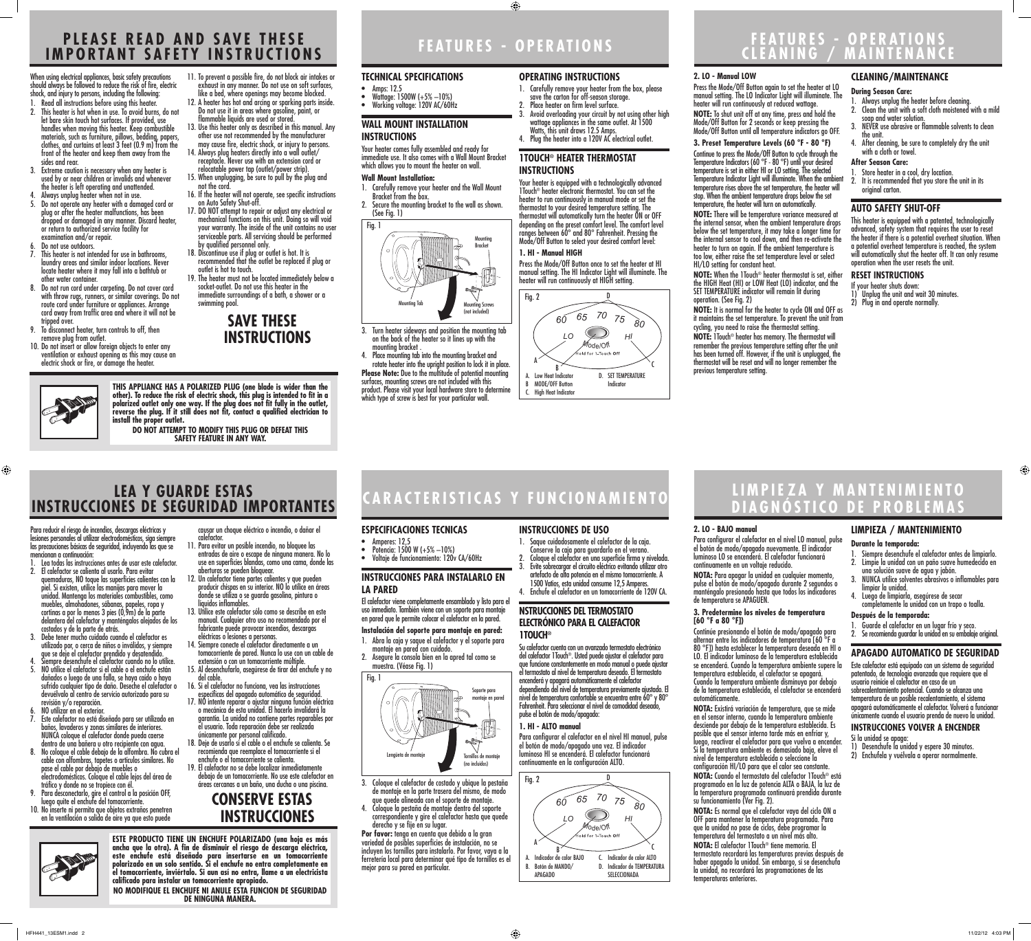# PLEASE READ AND SAVE THESE IMPORTANT SAFETY INSTRUCTIONS

When using electrical appliances, basic safety precautions should always be followed to reduce the risk of fire, electric shock, and injury to persons, including the following:

1. Read all instructions before using this heater.
2. This heater is hot when in use. To avoid burns, do not let bare skin touch hot surfaces. If provided, use handles when moving this heater. Keep combustible materials, such as furniture, pillows, bedding, papers, clothes, and curtains at least 3 feet (0.9 m) from the front of the heater and keep them away from the sides and rear.
3. Extreme caution is necessary when any heater is used by or near children or invalids and whenever the heater is left operating and unattended.
4. Always unplug heater when not in use.
5. Do not operate any heater with a damaged cord or plug or after the heater malfunctions, has been dropped or damaged in any manner. Discard heater, or return to authorized service facility for examination and/or repair.
6. Do not use outdoors.
7. This heater is not intended for use in bathrooms, laundry areas and similar indoor locations. Never locate heater where it may fall into a bathtub or other water container.
8. Do not run cord under carpeting. Do not cover cord with throw rugs, runners, or similar coverings. Do not route cord under furniture or appliances. Arrange cord away from traffic area and where it will not be tripped over.
9. To disconnect heater, turn controls to off, then remove plug from outlet.
10. Do not insert or allow foreign objects to enter any ventilation or exhaust opening as this may cause an electric shock or fire, or damage the heater.
11. To prevent a possible fire, do not block air intakes or exhaust in any manner. Do not use on soft surfaces, like a bed, where openings may become blocked.
12. A heater has hot and arcing or sparking parts inside. Do not use it in areas where gasoline, paint, or flammable liquids are used or stored.
13. Use this heater only as described in this manual. Any other use not recommended by the manufacturer may cause fire, electric shock, or injury to persons.
14. Always plug heaters directly into a wall outlet/receptacle. Never use with an extension cord or relocatable power tap (outlet/power strip).
15. When unplugging, be sure to pull by the plug and not the cord.
16. If the heater will not operate, see specific instructions on Auto Safety Shut-off.
17. DO NOT attempt to repair or adjust any electrical or mechanical functions on this unit. Doing so will void your warranty. The inside of the unit contains no user serviceable parts. All servicing should be performed by qualified personnel only.
18. Discontinue use if plug or outlet is hot. It is recommended that the outlet be replaced if plug or outlet is hot to touch.
19. The heater must not be located immediately below a socket-outlet. Do not use this heater in the immediate surroundings of a bath, a shower or a swimming pool.

## SAVE THESE INSTRUCTIONS

**THIS APPLIANCE HAS A POLARIZED PLUG (one blade is wider than the other). To reduce the risk of electric shock, this plug is intended to fit in a polarized outlet only one way. If the plug does not fit fully in the outlet, reverse the plug. If it still does not fit, contact a qualified electrician to install the proper outlet.**

**DO NOT ATTEMPT TO MODIFY THIS PLUG OR DEFEAT THIS SAFETY FEATURE IN ANY WAY.**

# FEATURES - OPERATIONS

## TECHNICAL SPECIFICATIONS

- Amps: 12.5
- Wattage: 1500W (+5% –10%)
- Working voltage: 120V AC/60Hz

## WALL MOUNT INSTALLATION INSTRUCTIONS

Your heater comes fully assembled and ready for immediate use. It also comes with a Wall Mount Bracket which allows you to mount the heater on wall.

**Wall Mount Installation:**

1. Carefully remove your heater and the Wall Mount Bracket from the box.
2. Secure the mounting bracket to the wall as shown. (See Fig. 1)

Fig. 1

Mounting Bracket

Mounting Tab

Mounting Screws (not included)

3. Turn heater sideways and position the mounting tab on the back of the heater so it lines up with the mounting bracket .
4. Place mounting tab into the mounting bracket and rotate heater into the upright position to lock it in place.

**Please Note:** Due to the multitude of potential mounting surfaces, mounting screws are not included with this product. Please visit your local hardware store to determine which type of screw is best for your particular wall.

## OPERATING INSTRUCTIONS

1. Carefully remove your heater from the box, please save the carton for off-season storage.
2. Place heater on firm level surface.
3. Avoid overloading your circuit by not using other high wattage appliances in the same outlet. At 1500 Watts, this unit draws 12.5 Amps.
4. Plug the heater into a 120V AC electrical outlet.

## 1TOUCH® HEATER THERMOSTAT INSTRUCTIONS

Your heater is equipped with a technologically advanced 1Touch® heater electronic thermostat. You can set the heater to run continuously in manual mode or set the thermostat to your desired temperature setting. The thermostat will automatically turn the heater ON or OFF depending on the preset comfort level. The comfort level ranges between 60° and 80° Fahrenheit. Pressing the Mode/Off Button to select your desired comfort level:

### 1. HI - Manual HIGH

Press the Mode/Off Button once to set the heater at HI manual setting. The HI Indicator Light will illuminate. The heater will run continuously at HIGH setting.

Fig. 2

60 65 70 75 80

LO HI

Mode/Off

Hold for 1-Touch Off

A. Low Heat Indicator
B. MODE/OFF Button
C. High Heat Indicator
D. SET TEMPERATURE Indicator

# FEATURES - OPERATIONS CLEANING / MAINTENANCE

### 2. LO - Manual LOW

Press the Mode/Off Button again to set the heater at LO manual setting. The LO Indicator Light will illuminate. The heater will run continuously at reduced wattage.

**NOTE:** To shut unit off at any time, press and hold the Mode/Off Button for 2 seconds or keep pressing the Mode/Off Button until all temperature indicators go OFF.

### 3. Preset Temperature Levels (60 °F - 80 °F)

Continue to press the Mode/Off Button to cycle through the Temperature Indicators (60 °F - 80 °F) until your desired temperature is set in either HI or LO setting. The selected Temperature Indicator Light will illuminate. When the ambient temperature rises above the set temperature, the heater will stop. When the ambient temperature drops below the set temperature, the heater will turn on automatically.

**NOTE:** There will be temperature variance measured at the internal sensor, when the ambient temperature drops below the set temperature, it may take a longer time for the internal sensor to cool down, and then re-activate the heater to turn on again. If the ambient temperature is too low, either raise the set temperature level or select HI/LO setting for constant heat.

**NOTE:** When the 1Touch® heater thermostat is set, either the HIGH Heat (HI) or LOW Heat (LO) indicator, and the SET TEMPERATURE indicator will remain lit during operation. (See Fig. 2)

**NOTE:** It is normal for the heater to cycle ON and OFF as it maintains the set temperature. To prevent the unit from cycling, you need to raise the thermostat setting.

**NOTE:** 1Touch® heater has memory. The thermostat will remember the previous temperature setting after the unit has been turned off. However, if the unit is unplugged, the thermostat will be reset and will no longer remember the previous temperature setting.

## CLEANING/MAINTENANCE

**During Season Care:**

1. Always unplug the heater before cleaning.
2. Clean the unit with a soft cloth moistened with a mild soap and water solution.
3. NEVER use abrasive or flammable solvents to clean the unit.
4. After cleaning, be sure to completely dry the unit with a cloth or towel.

**After Season Care:**

1. Store heater in a cool, dry location.
2. It is recommended that you store the unit in its original carton.

## AUTO SAFETY SHUT-OFF

This heater is equipped with a patented, technologically advanced, safety system that requires the user to reset the heater if there is a potential overheat situation. When a potential overheat temperature is reached, the system will automatically shut the heater off. It can only resume operation when the user resets the unit.

### RESET INSTRUCTIONS

If your heater shuts down:

1) Unplug the unit and wait 30 minutes.
2) Plug in and operate normally.

# LEA Y GUARDE ESTAS INSTRUCCIONES DE SEGURIDAD IMPORTANTES

Para reducir el riesgo de incendios, descargas eléctricas y lesiones personales al utilizar electrodomésticos, siga siempre las precauciones básicas de seguridad, incluyendo las que se mencionan a continuación:

1. Lea todas las instrucciones antes de usar este calefactor.
2. El calefactor se calienta al usarlo. Para evitar quemaduras, NO toque las superficies calientes con la piel. Si existen, utilice las manijas para mover la unidad. Mantenga los materiales combustibles, como muebles, almohadones, sábanas, papeles, ropa y cortinas a por lo menos 3 pies (0,9m) de la parte delantera del calefactor y manténgalos alejados de los costados y de la parte de atrás.
3. Debe tener mucho cuidado cuando el calefactor es utilizado por, o cerca de niños o inválidos, y siempre que se deje el calefactor prendido y desatendido.
4. Siempre desenchufe el calefactor cuando no lo utilice.
5. NO utilice el calefactor si el cable o el enchufe están dañados o luego de una falla, se haya caído o haya sufrido cualquier tipo de daño. Deseche el calefactor o devuélvalo al centro de servicio autorizado para su revisión y/o reparación.
6. NO utilizar en el exterior.
7. Este calefactor no está diseñado para ser utilizado en baños, lavaderos y zonas similares de interiores. NUNCA coloque el calefactor donde pueda caerse dentro de una bañera u otro recipiente con agua.
8. No coloque el cable debajo de la alfombra. No cubra el cable con alfombras, tapetes o artículos similares. No pase el cable por debajo de muebles o electrodomésticos. Coloque el cable lejos del área de tráfico y donde no se tropiece con él.
9. Para desconectarlo, gire el control a la posición OFF, luego quite el enchufe del tomacorriente.
10. No inserte ni permita que objetos extraños penetren en la ventilación o salida de aire ya que esto puede causar un choque eléctrico o incendio, o dañar el calefactor.
11. Para evitar un posible incendio, no bloquee las entradas de aire o escape de ninguna manera. No lo use en superficies blandas, como una cama, donde las aberturas se pueden bloquear.
12. Un calefactor tiene partes calientes y que pueden producir chispas en su interior. NO lo utilice en áreas donde se utiliza o se guarda gasolina, pintura o líquidos inflamables.
13. Utilice este calefactor sólo como se describe en este manual. Cualquier otro uso no recomendado por el fabricante puede provocar incendios, descargas eléctricas o lesiones a personas.
14. Siempre conecte el calefactor directamente a un tomacorriente de pared. Nunca lo use con un cable de extensión o con un tomacorriente múltiple.
15. Al desenchufarlo, asegúrese de tirar del enchufe y no del cable.
16. Si el calefactor no funciona, vea las instrucciones específicas del apagado automático de seguridad.
17. NO intente reparar o ajustar ninguna función eléctrica o mecánica de esta unidad. El hacerlo invalidará la garantía. La unidad no contiene partes reparables por el usuario. Toda reparación debe ser realizada únicamente por personal calificado.
18. Deje de usarlo si el cable o el enchufe se calienta. Se recomienda que reemplace el tomacorriente si el enchufe o el tomacorriente se calienta.
19. El calefactor no se debe localizar inmediatamente debajo de un tomacorriente. No use este calefactor en áreas cercanas a un baño, una ducha o una piscina.

## CONSERVE ESTAS INSTRUCCIONES

**ESTE PRODUCTO TIENE UN ENCHUFE POLARIZADO (una hoja es más ancha que la otra). A fin de disminuir el riesgo de descarga eléctrica, este enchufe está diseñado para insertarse en un tomacorriente polarizado en un solo sentido. Si el enchufe no entra completamente en el tomacorriente, inviértalo. Si aun así no entra, llame a un electricista calificado para instalar un tomacorriente apropiado.**

**NO MODIFIQUE EL ENCHUFE NI ANULE ESTA FUNCION DE SEGURIDAD DE NINGUNA MANERA.**

# CARACTERISTICAS Y FUNCIONAMIENTO

## ESPECIFICACIONES TECNICAS

- Amperes: 12,5
- Potencia: 1500 W (+5% –10%)
- Voltaje de funcionamiento: 120v CA/60Hz

## INSTRUCCIONES PARA INSTALARLO EN LA PARED

El calefactor viene completamente ensamblado y listo para el uso inmediato. También viene con un soporte para montaje en pared que le permite colocar el calefactor en la pared.

**Instalación del soporte para montaje en pared:**

1. Abra la caja y saque el calefactor y el soporte para montaje en pared con cuidado.
2. Asegure la consola bien en la apred tal como se muestra. (Véase Fig. 1)

Fig. 1

Soporte para montaje en pared

Lengüeta de montaje

Tornillos de montaje (no incluidos)

3. Coloque el calefactor de costado y ubique la pestaña de montaje en la parte trasera del mismo, de modo que quede alineada con el soporte de montaje.
4. Coloque la pestaña de montaje dentro del soporte correspondiente y gire el calefactor hasta que quede derecho y se fije en su lugar.

**Por favor:** tenga en cuenta que debido a la gran variedad de posibles superficies de instalación, no se incluyen los tornillos para instalarlo. Por favor, vaya a la ferretería local para determinar qué tipo de tornillos es el mejor para su pared en particular.

## INSTRUCCIONES DE USO

1. Saque cuidadosamente el calefactor de la caja. Conserve la caja para guardarlo en el verano.
2. Coloque el calefactor en una superficie firma y nivelada.
3. Evite sobrecargar el circuito eléctrico evitando utilizar otro artefacto de alta potencia en el mismo tomacorriente. A 1500 Vatios, esta unidad consume 12,5 Amperes.
4. Enchufe el calefactor en un tomacorriente de 120V CA.

## NSTRUCCIONES DEL TERMOSTATO ELECTRÓNICO PARA EL CALEFACTOR 1TOUCH®

Su calefactor cuenta con un avanzado termostato electrónico del calefactor 1Touch®. Usted puede ajustar el calefactor para que funcione constantemente en modo manual o puede ajustar el termostato al nivel de temperatura deseado. El termostato encenderá y apagará automáticamente el calefactor dependiendo del nivel de temperatura previamente ajustado. El nivel de temperatura confortable se encuentra entre 60° y 80° Fahrenheit. Para seleccionar el nivel de comodidad deseado, pulse el botón de modo/apagado:

### 1. HI - ALTO manual

Para configurar el calefactor en el nivel HI manual, pulse el botón de modo/apagado una vez. El indicador luminoso HI se encenderá. El calefactor funcionará continuamente en la configuración ALTO.

Fig. 2

60 65 70 75 80

LO HI

Mode/Off

Hold for 1-Touch Off

A. Indicador de calor BAJO
B. Botón de MANDO/APAGADO
C. Indicador de calor ALTO
D. Indicador de TEMPERATURA SELECCIONADA

# LIMPIEZA Y MANTENIMIENTO DIAGNÓSTICO DE PROBLEMAS

### 2. LO - BAJO manual

Para configurar el calefactor en el nivel LO manual, pulse el botón de modo/apagado nuevamente. El indicador luminoso LO se encenderá. El calefactor funcionará continuamente en un voltaje reducido.

**NOTA:** Para apagar la unidad en cualquier momento, pulse el botón de modo/apagado durante 2 segundos o manténgalo presionado hasta que todos los indicadores de temperatura se APAGUEN.

### 3. Predetermine los niveles de temperatura [60 °F a 80 °F]

Continúe presionando el botón de modo/apagado para alternar entre los indicadores de temperatura [60 °F a 80 °F]) hasta establecer la temperatura deseada en HI o LO. El indicador luminoso de la temperatura establecida se encenderá. Cuando la temperatura ambiente supere la temperatura establecida, el calefactor se apagará. Cuando la temperatura ambiente disminuya por debajo de la temperatura establecida, el calefactor se encenderá automáticamente.

**NOTA:** Existirá variación de temperatura, que se mide en el sensor interno, cuando la temperatura ambiente desciende por debajo de la temperatura establecida. Es posible que el sensor interno tarde más en enfriar y, luego, reactivar el calefactor para que vuelva a encender. Si la temperatura ambiente es demasiado baja, eleve el nivel de temperatura establecido o seleccione la configuración HI/LO para que el calor sea constante.

**NOTA:** Cuando el termostato del calefactor 1Touch® está programado en la luz de potencia ALTA o BAJA, la luz de la temperatura programada continuará prendida durante su funcionamiento (Ver Fig. 2).

**NOTA:** Es normal que el calefactor vaya del ciclo ON a OFF para mantener la temperatura programada. Para que la unidad no pase de ciclos, debe programar la temperatura del termostato a un nivel más alto.

**NOTA:** El calefactor 1Touch® tiene memoria. El termostato recordará las temperaturas previas después de haber apagado la unidad. Sin embargo, si se desenchufa la unidad, no recordará las programaciones de las temperaturas anteriores.

## LIMPIEZA / MANTENIMIENTO

**Durante la temporada:**

1. Siempre desenchufe el calefactor antes de limpiarlo.
2. Limpie la unidad con un paño suave humedecido en una solución suave de agua y jabón.
3. NUNCA utilice solventes abrasivos o inflamables para limpiar la unidad.
4. Luego de limpiarla, asegúrese de secar completamente la unidad con un trapo o toalla.

**Después de la temporada:**

1. Guarde el calefactor en un lugar frío y seco.
2. Se recomienda guardar la unidad en su embalaje original.

## APAGADO AUTOMATICO DE SEGURIDAD

Este calefactor está equipado con un sistema de seguridad patentado, de tecnología avanzada que requiere que el usuario reinicie el calefactor en caso de un sobrecalentamiento potencial. Cuando se alcanza una temperatura de un posible recalentamiento, el sistema apagará automáticamente el calefactor. Volverá a funcionar únicamente cuando el usuario prenda de nuevo la unidad.

### INSTRUCCIONES VOLVER A ENCENDER

Si la unidad se apaga:

1) Desenchufe la unidad y espere 30 minutos.
2) Enchúfela y vuélvala a operar normalmente.